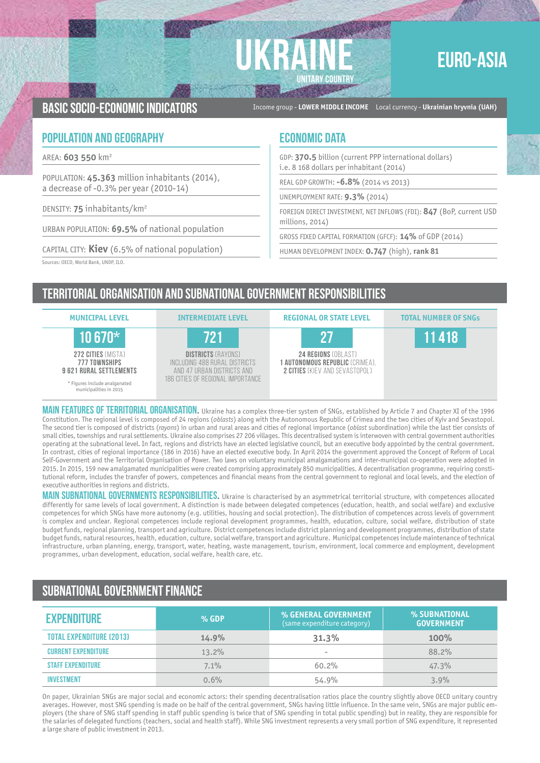# UKRAINE

UNITARY COUNTRY

EURO-ASIA

## BASIC SOCIO-ECONOMIC INDICATORS

Income group - **LOWER MIDDLE INCOME** Local currency - **Ukrainian hryvnia (UAH)**

### POPULATION AND GEOGRAPHY

AREA: **603 550** km$^2$

POPULATION: **45.363** million inhabitants (2014), a decrease of -0.3% per year (2010-14)

DENSITY: **75** inhabitants/km$^2$

URBAN POPULATION: **69.5%** of national population

CAPITAL CITY: **Kiev** (6.5% of national population)

Sources: OECD, World Bank, UNDP, ILO.

### ECONOMIC DATA

GDP: **370.5** billion (current PPP international dollars) i.e. 8 168 dollars per inhabitant (2014)

REAL GDP GROWTH: **-6.8%** (2014 vs 2013)

UNEMPLOYMENT RATE: **9.3%** (2014)

FOREIGN DIRECT INVESTMENT, NET INFLOWS (FDI): **847** (BoP, current USD millions, 2014)

GROSS FIXED CAPITAL FORMATION (GFCF): **14%** of GDP (2014)

HUMAN DEVELOPMENT INDEX: **0.747** (high), **rank 81**

## TERRITORIAL ORGANISATION AND SUBNATIONAL GOVERNMENT RESPONSIBILITIES

| MUNICIPAL LEVEL | INTERMEDIATE LEVEL | REGIONAL OR STATE LEVEL | TOTAL NUMBER OF SNGs |
|---|---|---|---|
| **10 670*** | **721** | **27** | **11 418** |
| **272 CITIES** (MISTA) **777 TOWNSHIPS** **9 621 RURAL SETTLEMENTS** | **DISTRICTS** (RAYONS) INCLUDING 488 RURAL DISTRICTS AND 47 URBAN DISTRICTS AND 186 CITIES OF REGIONAL IMPORTANCE | **24 REGIONS** (OBLAST) **1 AUTONOMOUS REPUBLIC** (CRIMEA), **2 CITIES** (KIEV AND SEVASTOPOL) | |

\* Figures include analganated municipalities in 2015

**MAIN FEATURES OF TERRITORIAL ORGANISATION.** Ukraine has a complex three-tier system of SNGs, established by Article 7 and Chapter XI of the 1996 Constitution. The regional level is composed of 24 regions (*oblasts*) along with the Autonomous Republic of Crimea and the two cities of Kyiv and Sevastopol. The second tier is composed of districts (*rayons*) in urban and rural areas and cities of regional importance (*oblast* subordination) while the last tier consists of small cities, townships and rural settlements. Ukraine also comprises 27 206 villages. This decentralised system is interwoven with central government authorities operating at the subnational level. In fact, regions and districts have an elected legislative council, but an executive body appointed by the central government. In contrast, cities of regional importance (186 in 2016) have an elected executive body. In April 2014 the government approved the Concept of Reform of Local Self-Government and the Territorial Organisation of Power. Two laws on voluntary municipal amalgamations and inter-municipal co-operation were adopted in 2015. In 2015, 159 new amalgamated municipalities were created comprising approximately 850 municipalities. A decentralisation programme, requiring constitutional reform, includes the transfer of powers, competences and financial means from the central government to regional and local levels, and the election of executive authorities in regions and districts.

**MAIN SUBNATIONAL GOVERNMENTS RESPONSIBILITIES.** Ukraine is characterised by an asymmetrical territorial structure, with competences allocated differently for same levels of local government. A distinction is made between delegated competences (education, health, and social welfare) and exclusive competences for which SNGs have more autonomy (e.g. utilities, housing and social protection). The distribution of competences across levels of government is complex and unclear. Regional competences include regional development programmes, health, education, culture, social welfare, distribution of state budget funds, regional planning, transport and agriculture. District competences include district planning and development programmes, distribution of state budget funds, natural resources, health, education, culture, social welfare, transport and agriculture. Municipal competences include maintenance of technical infrastructure, urban planning, energy, transport, water, heating, waste management, tourism, environment, local commerce and employment, development programmes, urban development, education, social welfare, health care, etc.

## SUBNATIONAL GOVERNMENT FINANCE

| EXPENDITURE | % GDP | % GENERAL GOVERNMENT (same expenditure category) | % SUBNATIONAL GOVERNMENT |
|---|---|---|---|
| **TOTAL EXPENDITURE (2013)** | **14.9%** | **31.3%** | **100%** |
| CURRENT EXPENDITURE | 13.2% | - | 88.2% |
| STAFF EXPENDITURE | 7.1% | 60.2% | 47.3% |
| INVESTMENT | 0.6% | 54.9% | 3.9% |

On paper, Ukrainian SNGs are major social and economic actors: their spending decentralisation ratios place the country slightly above OECD unitary country averages. However, most SNG spending is made on be half of the central government, SNGs having little influence. In the same vein, SNGs are major public employers (the share of SNG staff spending in staff public spending is twice that of SNG spending in total public spending) but in reality, they are responsible for the salaries of delegated functions (teachers, social and health staff). While SNG investment represents a very small portion of SNG expenditure, it represented a large share of public investment in 2013.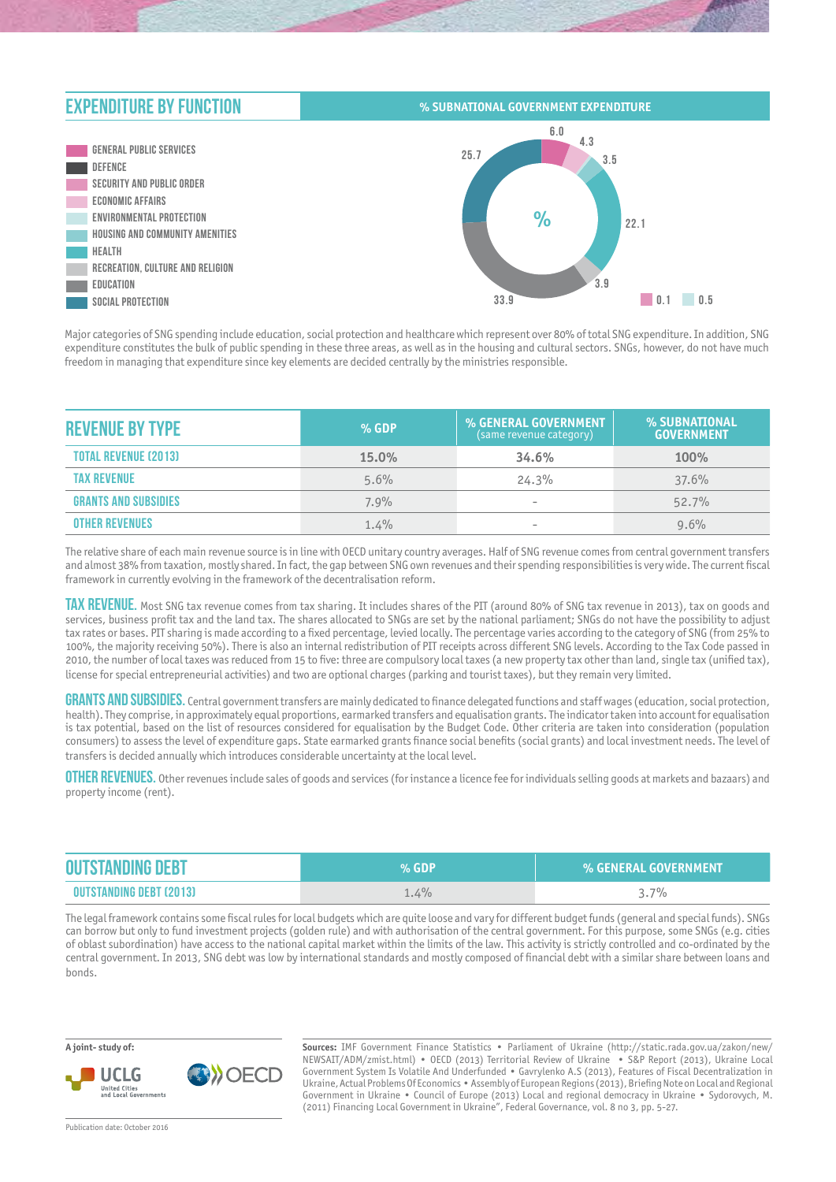## EXPENDITURE BY FUNCTION

**% SUBNATIONAL GOVERNMENT EXPENDITURE**

GENERAL PUBLIC SERVICES
DEFENCE
SECURITY AND PUBLIC ORDER
ECONOMIC AFFAIRS
ENVIRONMENTAL PROTECTION
HOUSING AND COMMUNITY AMENITIES
HEALTH
RECREATION, CULTURE AND RELIGION
EDUCATION
SOCIAL PROTECTION

%

6.0
4.3
3.5
22.1
3.9
33.9
25.7
0.1
0.5

Major categories of SNG spending include education, social protection and healthcare which represent over 80% of total SNG expenditure. In addition, SNG expenditure constitutes the bulk of public spending in these three areas, as well as in the housing and cultural sectors. SNGs, however, do not have much freedom in managing that expenditure since key elements are decided centrally by the ministries responsible.

| REVENUE BY TYPE | % GDP | % GENERAL GOVERNMENT (same revenue category) | % SUBNATIONAL GOVERNMENT |
|---|---|---|---|
| TOTAL REVENUE (2013) | **15.0%** | **34.6%** | **100%** |
| TAX REVENUE | 5.6% | 24.3% | 37.6% |
| GRANTS AND SUBSIDIES | 7.9% | - | 52.7% |
| OTHER REVENUES | 1.4% | - | 9.6% |

The relative share of each main revenue source is in line with OECD unitary country averages. Half of SNG revenue comes from central government transfers and almost 38% from taxation, mostly shared. In fact, the gap between SNG own revenues and their spending responsibilities is very wide. The current fiscal framework in currently evolving in the framework of the decentralisation reform.

**TAX REVENUE.** Most SNG tax revenue comes from tax sharing. It includes shares of the PIT (around 80% of SNG tax revenue in 2013), tax on goods and services, business profit tax and the land tax. The shares allocated to SNGs are set by the national parliament; SNGs do not have the possibility to adjust tax rates or bases. PIT sharing is made according to a fixed percentage, levied locally. The percentage varies according to the category of SNG (from 25% to 100%, the majority receiving 50%). There is also an internal redistribution of PIT receipts across different SNG levels. According to the Tax Code passed in 2010, the number of local taxes was reduced from 15 to five: three are compulsory local taxes (a new property tax other than land, single tax (unified tax), license for special entrepreneurial activities) and two are optional charges (parking and tourist taxes), but they remain very limited.

**GRANTS AND SUBSIDIES.** Central government transfers are mainly dedicated to finance delegated functions and staff wages (education, social protection, health). They comprise, in approximately equal proportions, earmarked transfers and equalisation grants. The indicator taken into account for equalisation is tax potential, based on the list of resources considered for equalisation by the Budget Code. Other criteria are taken into consideration (population consumers) to assess the level of expenditure gaps. State earmarked grants finance social benefits (social grants) and local investment needs. The level of transfers is decided annually which introduces considerable uncertainty at the local level.

**OTHER REVENUES.** Other revenues include sales of goods and services (for instance a licence fee for individuals selling goods at markets and bazaars) and property income (rent).

| OUTSTANDING DEBT | % GDP | % GENERAL GOVERNMENT |
|---|---|---|
| OUTSTANDING DEBT (2013) | 1.4% | 3.7% |

The legal framework contains some fiscal rules for local budgets which are quite loose and vary for different budget funds (general and special funds). SNGs can borrow but only to fund investment projects (golden rule) and with authorisation of the central government. For this purpose, some SNGs (e.g. cities of oblast subordination) have access to the national capital market within the limits of the law. This activity is strictly controlled and co-ordinated by the central government. In 2013, SNG debt was low by international standards and mostly composed of financial debt with a similar share between loans and bonds.

A joint- study of:

UCLG United Cities and Local Governments

OECD

Publication date: October 2016

**Sources:** IMF Government Finance Statistics • Parliament of Ukraine (http://static.rada.gov.ua/zakon/new/NEWSAIT/ADM/zmist.html) • OECD (2013) Territorial Review of Ukraine • S&P Report (2013), Ukraine Local Government System Is Volatile And Underfunded • Gavrylenko A.S (2013), Features of Fiscal Decentralization in Ukraine, Actual Problems Of Economics • Assembly of European Regions (2013), Briefing Note on Local and Regional Government in Ukraine • Council of Europe (2013) Local and regional democracy in Ukraine • Sydorovych, M. (2011) Financing Local Government in Ukraine", Federal Governance, vol. 8 no 3, pp. 5-27.